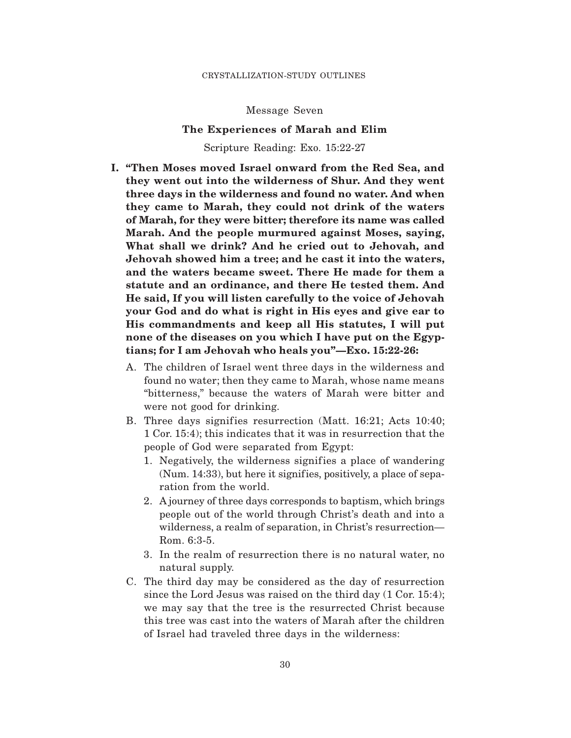## Message Seven

### The Experiences of Marah and Elim

Scripture Reading: Exo. 15:22-27

**I. "Then Moses moved Israel onward from the Red Sea, and they went out into the wilderness of Shur. And they went three days in the wilderness and found no water. And when they came to Marah, they could not drink of the waters of Marah, for they were bitter; therefore its name was called Marah. And the people murmured against Moses, saying, What shall we drink? And he cried out to Jehovah, and Jehovah showed him a tree; and he cast it into the waters, and the waters became sweet. There He made for them a statute and an ordinance, and there He tested them. And He said, If you will listen carefully to the voice of Jehovah your God and do what is right in His eyes and give ear to His commandments and keep all His statutes, I will put none of the diseases on you which I have put on the Egyptians; for I am Jehovah who heals you"—Exo. 15:22-26:**

- A. The children of Israel went three days in the wilderness and found no water; then they came to Marah, whose name means "bitterness," because the waters of Marah were bitter and were not good for drinking.
- B. Three days signifies resurrection (Matt. 16:21; Acts 10:40; 1 Cor. 15:4); this indicates that it was in resurrection that the people of God were separated from Egypt:
  1. Negatively, the wilderness signifies a place of wandering (Num. 14:33), but here it signifies, positively, a place of separation from the world.
  2. A journey of three days corresponds to baptism, which brings people out of the world through Christ's death and into a wilderness, a realm of separation, in Christ's resurrection—Rom. 6:3-5.
  3. In the realm of resurrection there is no natural water, no natural supply.
- C. The third day may be considered as the day of resurrection since the Lord Jesus was raised on the third day (1 Cor. 15:4); we may say that the tree is the resurrected Christ because this tree was cast into the waters of Marah after the children of Israel had traveled three days in the wilderness: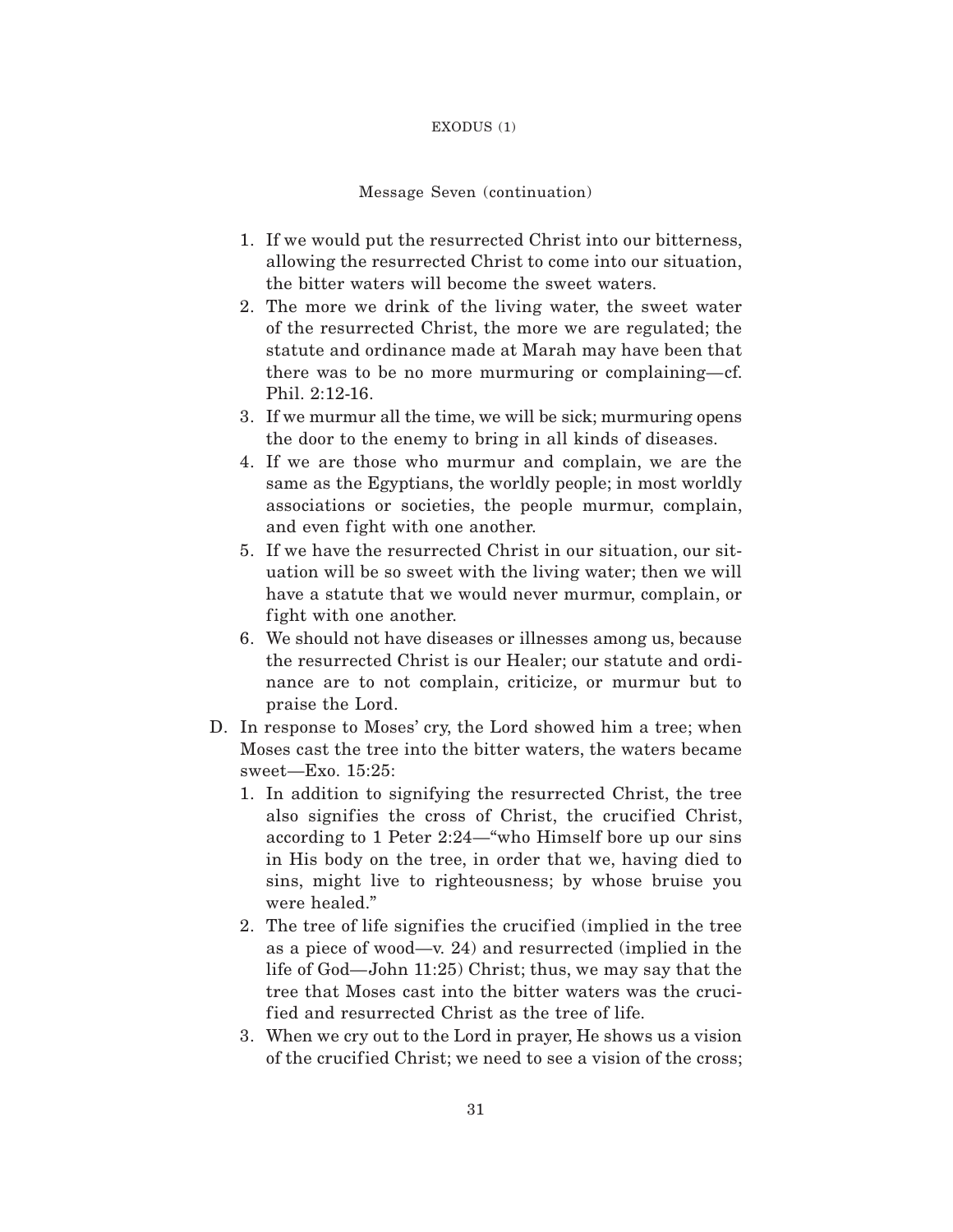Message Seven (continuation)

1. If we would put the resurrected Christ into our bitterness, allowing the resurrected Christ to come into our situation, the bitter waters will become the sweet waters.
2. The more we drink of the living water, the sweet water of the resurrected Christ, the more we are regulated; the statute and ordinance made at Marah may have been that there was to be no more murmuring or complaining—cf. Phil. 2:12-16.
3. If we murmur all the time, we will be sick; murmuring opens the door to the enemy to bring in all kinds of diseases.
4. If we are those who murmur and complain, we are the same as the Egyptians, the worldly people; in most worldly associations or societies, the people murmur, complain, and even fight with one another.
5. If we have the resurrected Christ in our situation, our situation will be so sweet with the living water; then we will have a statute that we would never murmur, complain, or fight with one another.
6. We should not have diseases or illnesses among us, because the resurrected Christ is our Healer; our statute and ordinance are to not complain, criticize, or murmur but to praise the Lord.

D. In response to Moses' cry, the Lord showed him a tree; when Moses cast the tree into the bitter waters, the waters became sweet—Exo. 15:25:
   1. In addition to signifying the resurrected Christ, the tree also signifies the cross of Christ, the crucified Christ, according to 1 Peter 2:24—"who Himself bore up our sins in His body on the tree, in order that we, having died to sins, might live to righteousness; by whose bruise you were healed."
   2. The tree of life signifies the crucified (implied in the tree as a piece of wood—v. 24) and resurrected (implied in the life of God—John 11:25) Christ; thus, we may say that the tree that Moses cast into the bitter waters was the crucified and resurrected Christ as the tree of life.
   3. When we cry out to the Lord in prayer, He shows us a vision of the crucified Christ; we need to see a vision of the cross;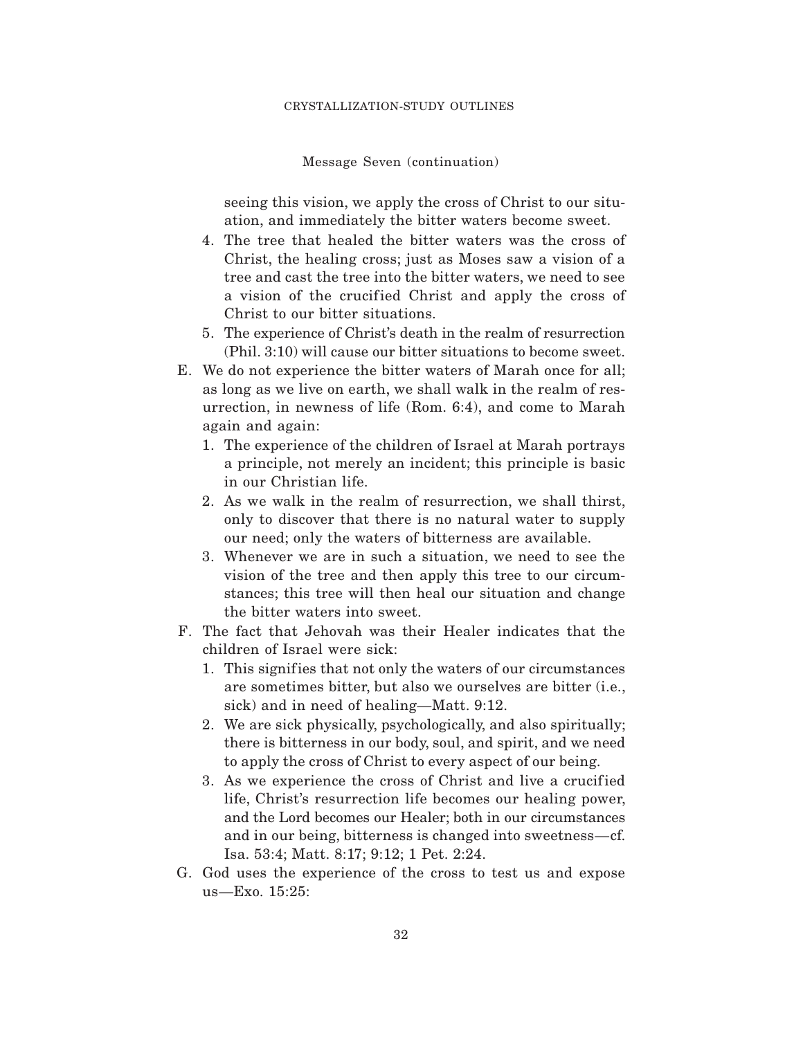Message Seven (continuation)

seeing this vision, we apply the cross of Christ to our situation, and immediately the bitter waters become sweet.

4. The tree that healed the bitter waters was the cross of Christ, the healing cross; just as Moses saw a vision of a tree and cast the tree into the bitter waters, we need to see a vision of the crucified Christ and apply the cross of Christ to our bitter situations.
5. The experience of Christ's death in the realm of resurrection (Phil. 3:10) will cause our bitter situations to become sweet.

E. We do not experience the bitter waters of Marah once for all; as long as we live on earth, we shall walk in the realm of resurrection, in newness of life (Rom. 6:4), and come to Marah again and again:
   1. The experience of the children of Israel at Marah portrays a principle, not merely an incident; this principle is basic in our Christian life.
   2. As we walk in the realm of resurrection, we shall thirst, only to discover that there is no natural water to supply our need; only the waters of bitterness are available.
   3. Whenever we are in such a situation, we need to see the vision of the tree and then apply this tree to our circumstances; this tree will then heal our situation and change the bitter waters into sweet.

F. The fact that Jehovah was their Healer indicates that the children of Israel were sick:
   1. This signifies that not only the waters of our circumstances are sometimes bitter, but also we ourselves are bitter (i.e., sick) and in need of healing—Matt. 9:12.
   2. We are sick physically, psychologically, and also spiritually; there is bitterness in our body, soul, and spirit, and we need to apply the cross of Christ to every aspect of our being.
   3. As we experience the cross of Christ and live a crucified life, Christ's resurrection life becomes our healing power, and the Lord becomes our Healer; both in our circumstances and in our being, bitterness is changed into sweetness—cf. Isa. 53:4; Matt. 8:17; 9:12; 1 Pet. 2:24.

G. God uses the experience of the cross to test us and expose us—Exo. 15:25: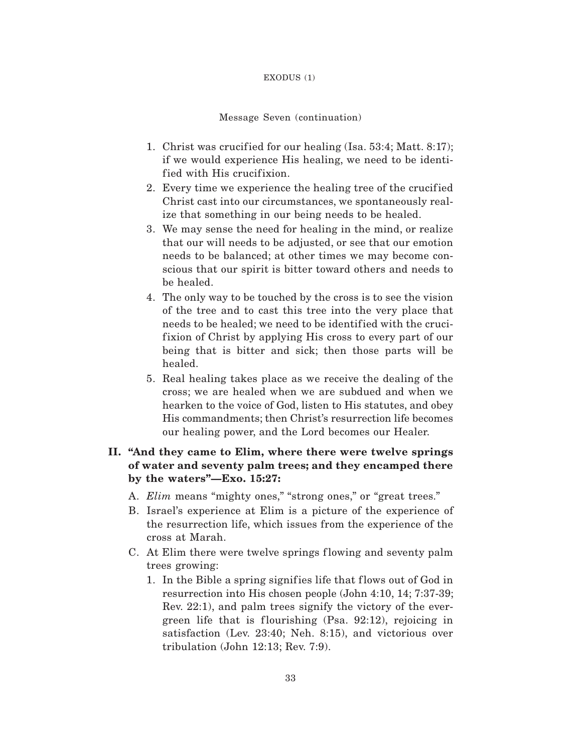Message Seven (continuation)

1. Christ was crucified for our healing (Isa. 53:4; Matt. 8:17); if we would experience His healing, we need to be identified with His crucifixion.
2. Every time we experience the healing tree of the crucified Christ cast into our circumstances, we spontaneously realize that something in our being needs to be healed.
3. We may sense the need for healing in the mind, or realize that our will needs to be adjusted, or see that our emotion needs to be balanced; at other times we may become conscious that our spirit is bitter toward others and needs to be healed.
4. The only way to be touched by the cross is to see the vision of the tree and to cast this tree into the very place that needs to be healed; we need to be identified with the crucifixion of Christ by applying His cross to every part of our being that is bitter and sick; then those parts will be healed.
5. Real healing takes place as we receive the dealing of the cross; we are healed when we are subdued and when we hearken to the voice of God, listen to His statutes, and obey His commandments; then Christ's resurrection life becomes our healing power, and the Lord becomes our Healer.

## II. "And they came to Elim, where there were twelve springs of water and seventy palm trees; and they encamped there by the waters"—Exo. 15:27:

A. *Elim* means "mighty ones," "strong ones," or "great trees."

B. Israel's experience at Elim is a picture of the experience of the resurrection life, which issues from the experience of the cross at Marah.

C. At Elim there were twelve springs flowing and seventy palm trees growing:

1. In the Bible a spring signifies life that flows out of God in resurrection into His chosen people (John 4:10, 14; 7:37-39; Rev. 22:1), and palm trees signify the victory of the evergreen life that is flourishing (Psa. 92:12), rejoicing in satisfaction (Lev. 23:40; Neh. 8:15), and victorious over tribulation (John 12:13; Rev. 7:9).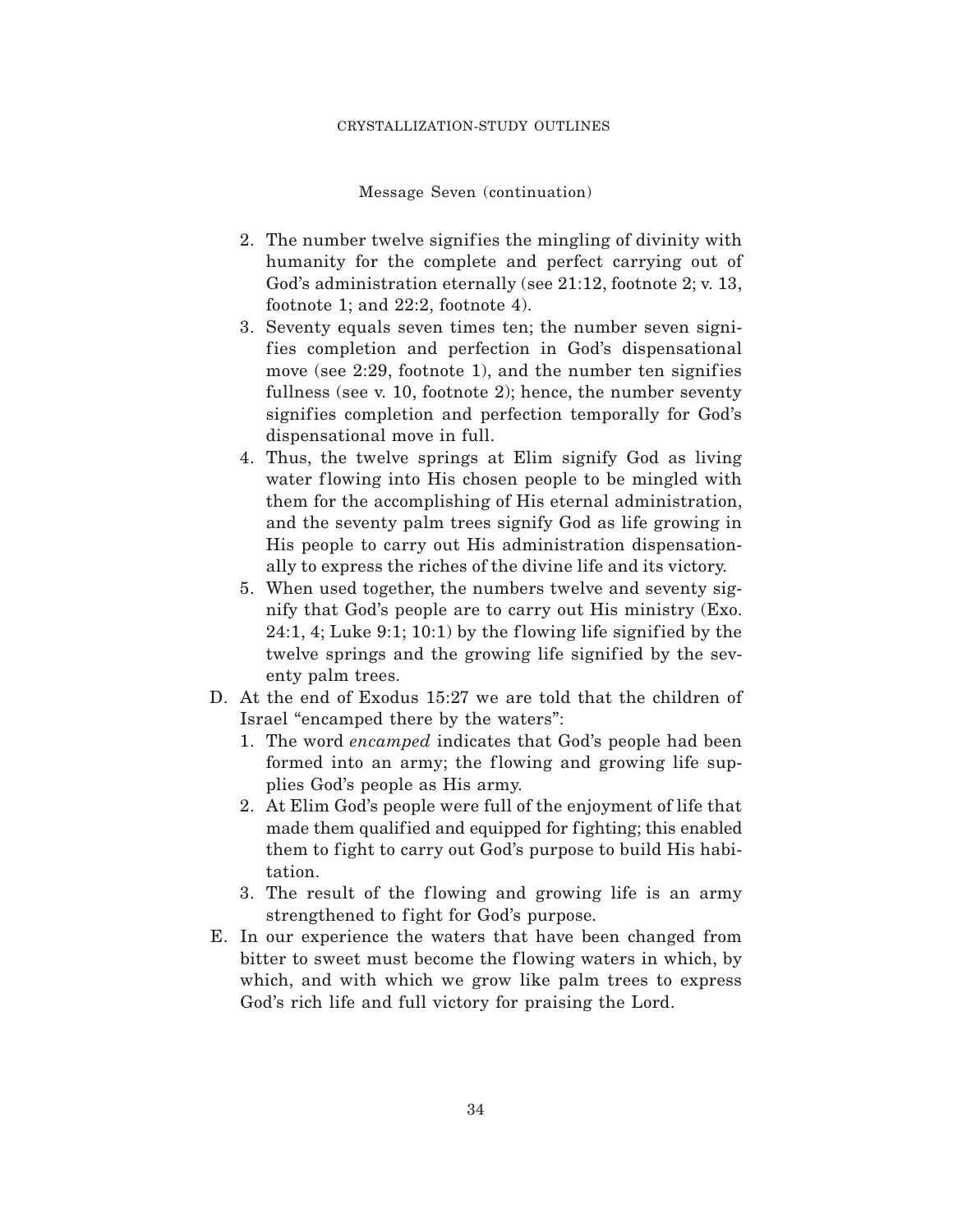Message Seven (continuation)

2. The number twelve signifies the mingling of divinity with humanity for the complete and perfect carrying out of God's administration eternally (see 21:12, footnote 2; v. 13, footnote 1; and 22:2, footnote 4).
3. Seventy equals seven times ten; the number seven signifies completion and perfection in God's dispensational move (see 2:29, footnote 1), and the number ten signifies fullness (see v. 10, footnote 2); hence, the number seventy signifies completion and perfection temporally for God's dispensational move in full.
4. Thus, the twelve springs at Elim signify God as living water flowing into His chosen people to be mingled with them for the accomplishing of His eternal administration, and the seventy palm trees signify God as life growing in His people to carry out His administration dispensationally to express the riches of the divine life and its victory.
5. When used together, the numbers twelve and seventy signify that God's people are to carry out His ministry (Exo. 24:1, 4; Luke 9:1; 10:1) by the flowing life signified by the twelve springs and the growing life signified by the seventy palm trees.

D. At the end of Exodus 15:27 we are told that the children of Israel "encamped there by the waters":
   1. The word *encamped* indicates that God's people had been formed into an army; the flowing and growing life supplies God's people as His army.
   2. At Elim God's people were full of the enjoyment of life that made them qualified and equipped for fighting; this enabled them to fight to carry out God's purpose to build His habitation.
   3. The result of the flowing and growing life is an army strengthened to fight for God's purpose.

E. In our experience the waters that have been changed from bitter to sweet must become the flowing waters in which, by which, and with which we grow like palm trees to express God's rich life and full victory for praising the Lord.